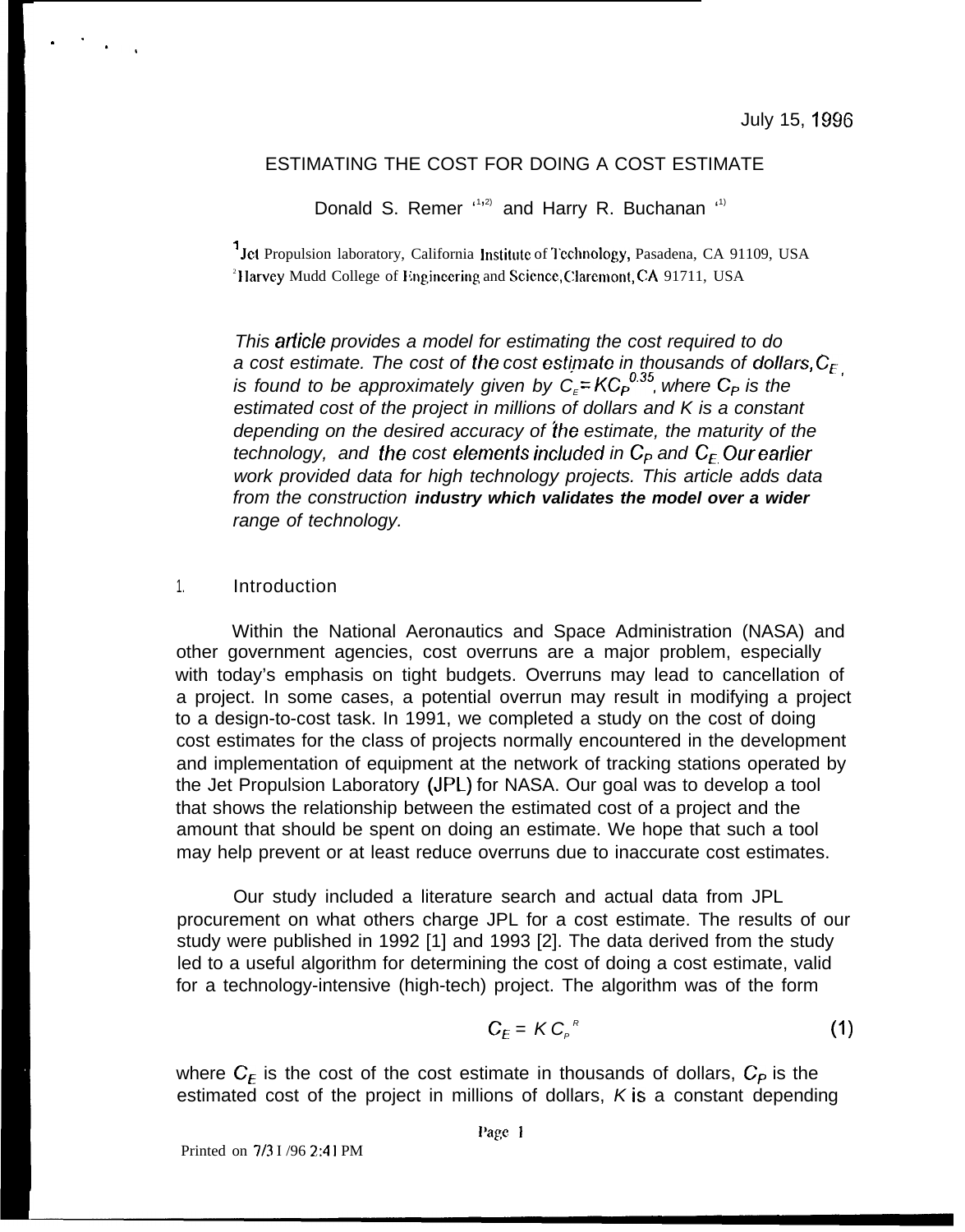July 15, 1996

# ESTIMATING THE COST FOR DOING A COST ESTIMATE

Donald S. Remer [1,2] and Harry R. Buchanan [1]

[1] Jet Propulsion laboratory, California Institute of Technology, Pasadena, CA 91109, USA
[2] Harvey Mudd College of Engineering and Science, Claremont, CA 91711, USA

*This article provides a model for estimating the cost required to do a cost estimate. The cost of the cost estimate in thousands of dollars, $C_E$, is found to be approximately given by $C_E = KC_P^{0.35}$, where $C_P$ is the estimated cost of the project in millions of dollars and K is a constant depending on the desired accuracy of the estimate, the maturity of the technology, and the cost elements included in $C_P$ and $C_E$. Our earlier work provided data for high technology projects. This article adds data from the construction **industry which validates the model over a wider** range of technology.*

## 1. Introduction

Within the National Aeronautics and Space Administration (NASA) and other government agencies, cost overruns are a major problem, especially with today's emphasis on tight budgets. Overruns may lead to cancellation of a project. In some cases, a potential overrun may result in modifying a project to a design-to-cost task. In 1991, we completed a study on the cost of doing cost estimates for the class of projects normally encountered in the development and implementation of equipment at the network of tracking stations operated by the Jet Propulsion Laboratory (JPL) for NASA. Our goal was to develop a tool that shows the relationship between the estimated cost of a project and the amount that should be spent on doing an estimate. We hope that such a tool may help prevent or at least reduce overruns due to inaccurate cost estimates.

Our study included a literature search and actual data from JPL procurement on what others charge JPL for a cost estimate. The results of our study were published in 1992 [1] and 1993 [2]. The data derived from the study led to a useful algorithm for determining the cost of doing a cost estimate, valid for a technology-intensive (high-tech) project. The algorithm was of the form

$$C_E = K\, C_P^{\;R} \tag{1}$$

where $C_E$ is the cost of the cost estimate in thousands of dollars, $C_P$ is the estimated cost of the project in millions of dollars, $K$ is a constant depending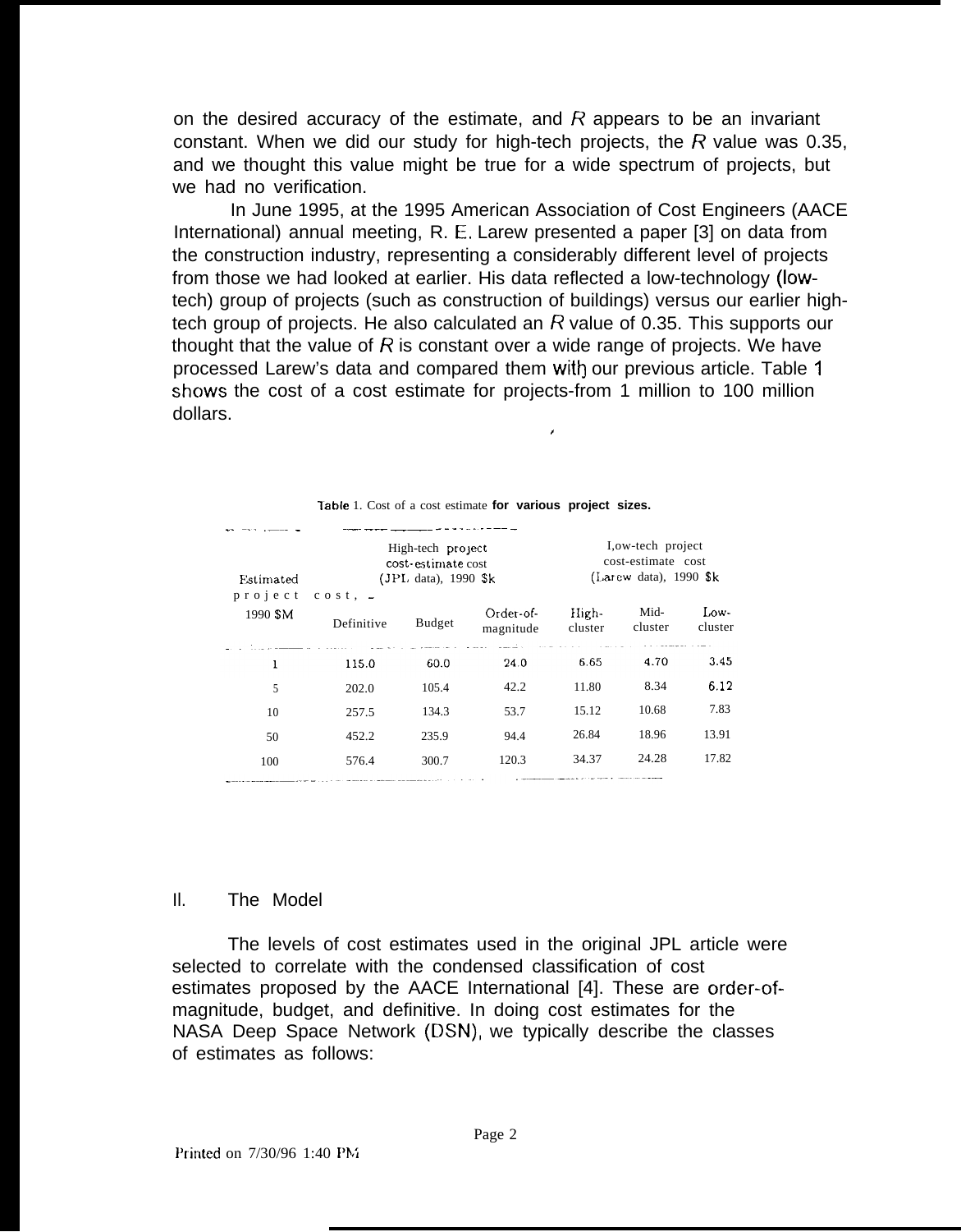on the desired accuracy of the estimate, and $R$ appears to be an invariant constant. When we did our study for high-tech projects, the $R$ value was 0.35, and we thought this value might be true for a wide spectrum of projects, but we had no verification.

In June 1995, at the 1995 American Association of Cost Engineers (AACE International) annual meeting, R. E. Larew presented a paper [3] on data from the construction industry, representing a considerably different level of projects from those we had looked at earlier. His data reflected a low-technology (low-tech) group of projects (such as construction of buildings) versus our earlier high-tech group of projects. He also calculated an $R$ value of 0.35. This supports our thought that the value of $R$ is constant over a wide range of projects. We have processed Larew's data and compared them with our previous article. Table 1 shows the cost of a cost estimate for projects-from 1 million to 100 million dollars.

Table 1. Cost of a cost estimate **for various project sizes.**

| Estimated project cost, 1990 $M | High-tech project cost-estimate cost (JPL data), 1990 $k | | | Low-tech project cost-estimate cost (Larew data), 1990 $k | | |
|---|---|---|---|---|---|---|
| | Definitive | Budget | Order-of-magnitude | High-cluster | Mid-cluster | Low-cluster |
| 1 | 115.0 | 60.0 | 24.0 | 6.65 | 4.70 | 3.45 |
| 5 | 202.0 | 105.4 | 42.2 | 11.80 | 8.34 | 6.12 |
| 10 | 257.5 | 134.3 | 53.7 | 15.12 | 10.68 | 7.83 |
| 50 | 452.2 | 235.9 | 94.4 | 26.84 | 18.96 | 13.91 |
| 100 | 576.4 | 300.7 | 120.3 | 34.37 | 24.28 | 17.82 |

## II. The Model

The levels of cost estimates used in the original JPL article were selected to correlate with the condensed classification of cost estimates proposed by the AACE International [4]. These are order-of-magnitude, budget, and definitive. In doing cost estimates for the NASA Deep Space Network (DSN), we typically describe the classes of estimates as follows:

Printed on 7/30/96 1:40 PM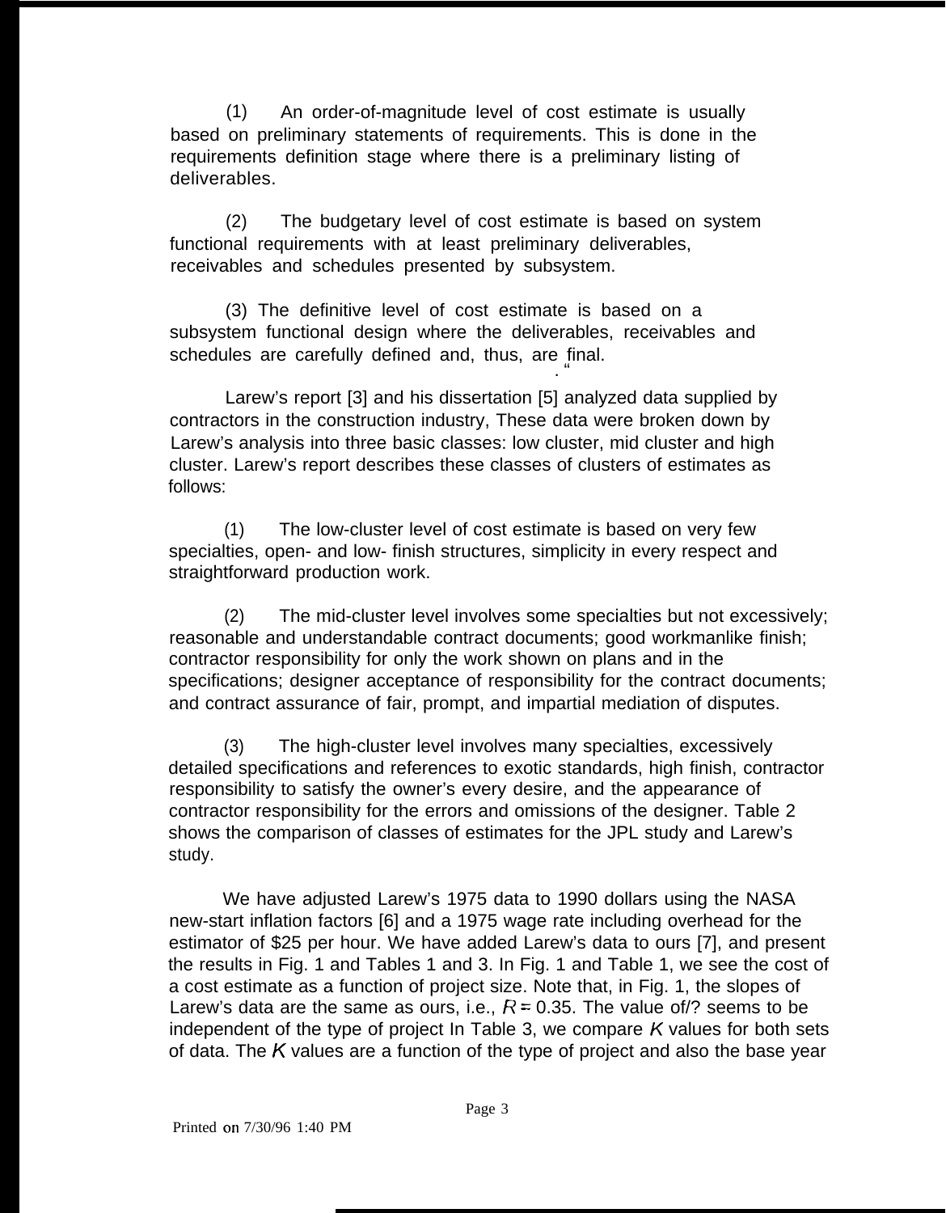(1) An order-of-magnitude level of cost estimate is usually based on preliminary statements of requirements. This is done in the requirements definition stage where there is a preliminary listing of deliverables.

(2) The budgetary level of cost estimate is based on system functional requirements with at least preliminary deliverables, receivables and schedules presented by subsystem.

(3) The definitive level of cost estimate is based on a subsystem functional design where the deliverables, receivables and schedules are carefully defined and, thus, are final.

Larew's report [3] and his dissertation [5] analyzed data supplied by contractors in the construction industry, These data were broken down by Larew's analysis into three basic classes: low cluster, mid cluster and high cluster. Larew's report describes these classes of clusters of estimates as follows:

(1) The low-cluster level of cost estimate is based on very few specialties, open- and low- finish structures, simplicity in every respect and straightforward production work.

(2) The mid-cluster level involves some specialties but not excessively; reasonable and understandable contract documents; good workmanlike finish; contractor responsibility for only the work shown on plans and in the specifications; designer acceptance of responsibility for the contract documents; and contract assurance of fair, prompt, and impartial mediation of disputes.

(3) The high-cluster level involves many specialties, excessively detailed specifications and references to exotic standards, high finish, contractor responsibility to satisfy the owner's every desire, and the appearance of contractor responsibility for the errors and omissions of the designer. Table 2 shows the comparison of classes of estimates for the JPL study and Larew's study.

We have adjusted Larew's 1975 data to 1990 dollars using the NASA new-start inflation factors [6] and a 1975 wage rate including overhead for the estimator of $25 per hour. We have added Larew's data to ours [7], and present the results in Fig. 1 and Tables 1 and 3. In Fig. 1 and Table 1, we see the cost of a cost estimate as a function of project size. Note that, in Fig. 1, the slopes of Larew's data are the same as ours, i.e., $R \approx 0.35$. The value of $R$ seems to be independent of the type of project In Table 3, we compare $K$ values for both sets of data. The $K$ values are a function of the type of project and also the base year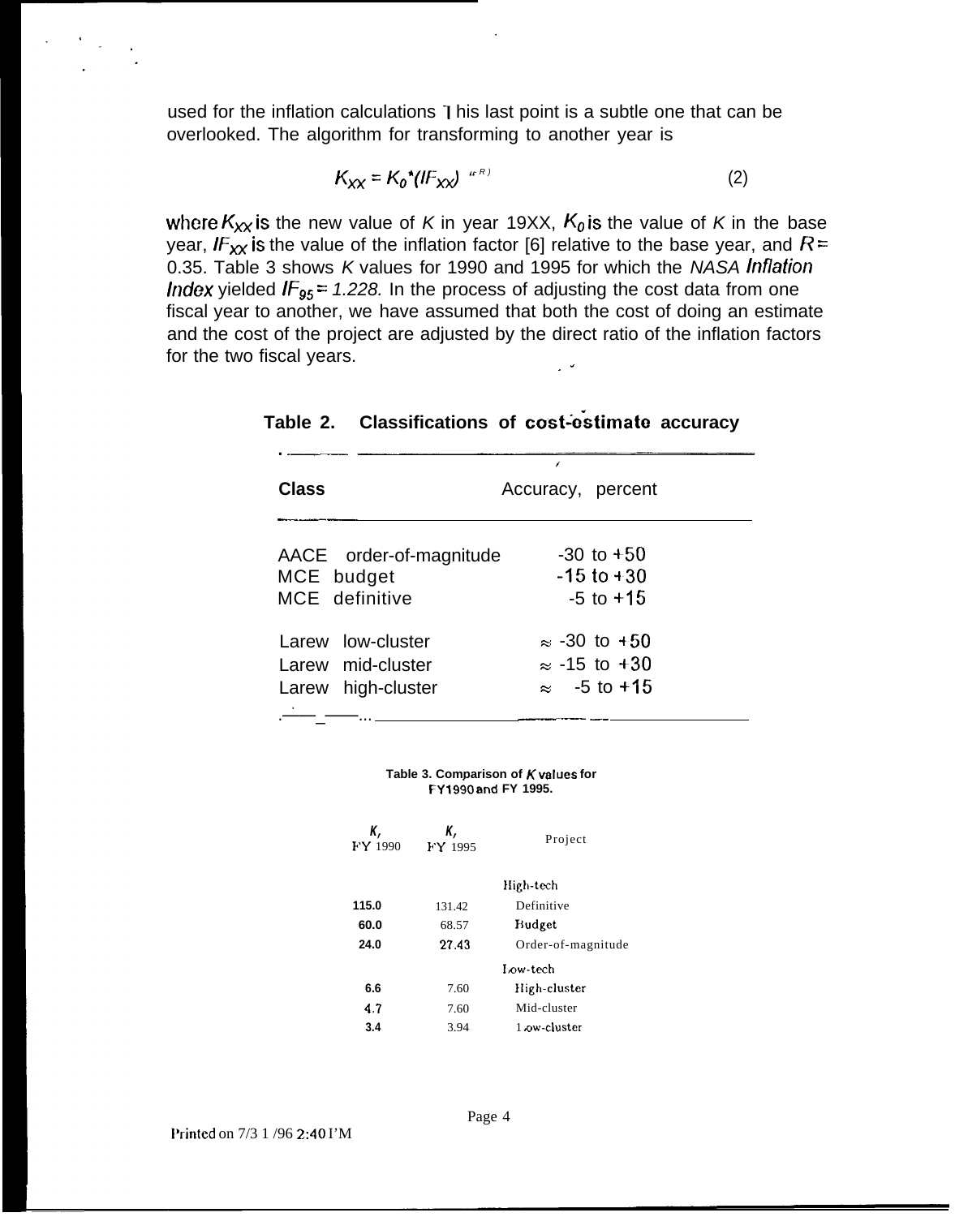used for the inflation calculations This last point is a subtle one that can be overlooked. The algorithm for transforming to another year is

$$K_{XX} = K_0 * (IF_{XX})^{(R)} \quad (2)$$

where $K_{XX}$ is the new value of $K$ in year 19XX, $K_0$ is the value of $K$ in the base year, $IF_{XX}$ is the value of the inflation factor [6] relative to the base year, and $R$ = 0.35. Table 3 shows $K$ values for 1990 and 1995 for which the *NASA Inflation Index* yielded $IF_{95}$ = *1.228*. In the process of adjusting the cost data from one fiscal year to another, we have assumed that both the cost of doing an estimate and the cost of the project are adjusted by the direct ratio of the inflation factors for the two fiscal years.

**Table 2. Classifications of cost-estimate accuracy**

| Class | Accuracy, percent |
|---|---|
| AACE order-of-magnitude | -30 to +50 |
| MCE budget | -15 to +30 |
| MCE definitive | -5 to +15 |
| Larew low-cluster | ≈ -30 to +50 |
| Larew mid-cluster | ≈ -15 to +30 |
| Larew high-cluster | ≈ -5 to +15 |

**Table 3. Comparison of $K$ values for FY1990 and FY 1995.**

| $K$, FY 1990 | $K$, FY 1995 | Project |
|---|---|---|
| | | High-tech |
| 115.0 | 131.42 | Definitive |
| 60.0 | 68.57 | Budget |
| 24.0 | 27.43 | Order-of-magnitude |
| | | Low-tech |
| 6.6 | 7.60 | High-cluster |
| 4.7 | 7.60 | Mid-cluster |
| 3.4 | 3.94 | Low-cluster |

Printed on 7/31/96 2:40 PM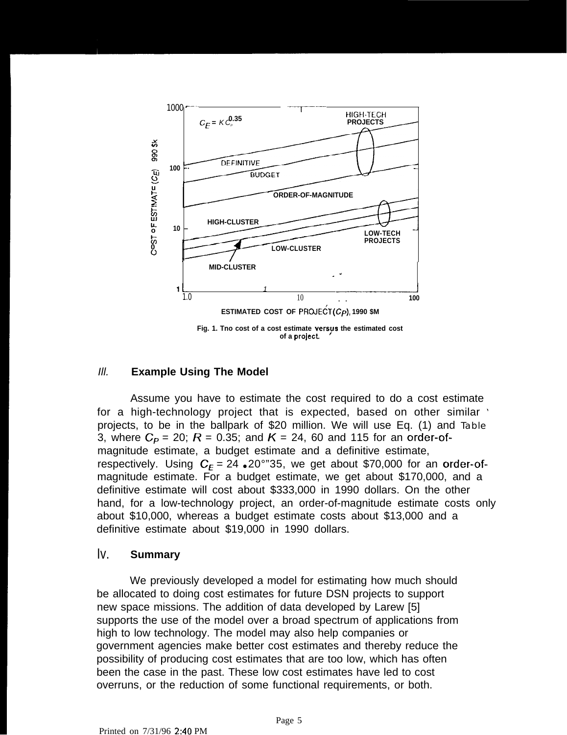Fig. 1. Tno cost of a cost estimate versus the estimated cost of a project.

## III. Example Using The Model

Assume you have to estimate the cost required to do a cost estimate for a high-technology project that is expected, based on other similar projects, to be in the ballpark of $20 million. We will use Eq. (1) and Table 3, where $C_P$ = 20; $R$ = 0.35; and $K$ = 24, 60 and 115 for an order-of-magnitude estimate, a budget estimate and a definitive estimate, respectively. Using $C_E = 24 \cdot 20^{0.35}$, we get about $70,000 for an order-of-magnitude estimate. For a budget estimate, we get about $170,000, and a definitive estimate will cost about $333,000 in 1990 dollars. On the other hand, for a low-technology project, an order-of-magnitude estimate costs only about $10,000, whereas a budget estimate costs about $13,000 and a definitive estimate about $19,000 in 1990 dollars.

## IV. Summary

We previously developed a model for estimating how much should be allocated to doing cost estimates for future DSN projects to support new space missions. The addition of data developed by Larew [5] supports the use of the model over a broad spectrum of applications from high to low technology. The model may also help companies or government agencies make better cost estimates and thereby reduce the possibility of producing cost estimates that are too low, which has often been the case in the past. These low cost estimates have led to cost overruns, or the reduction of some functional requirements, or both.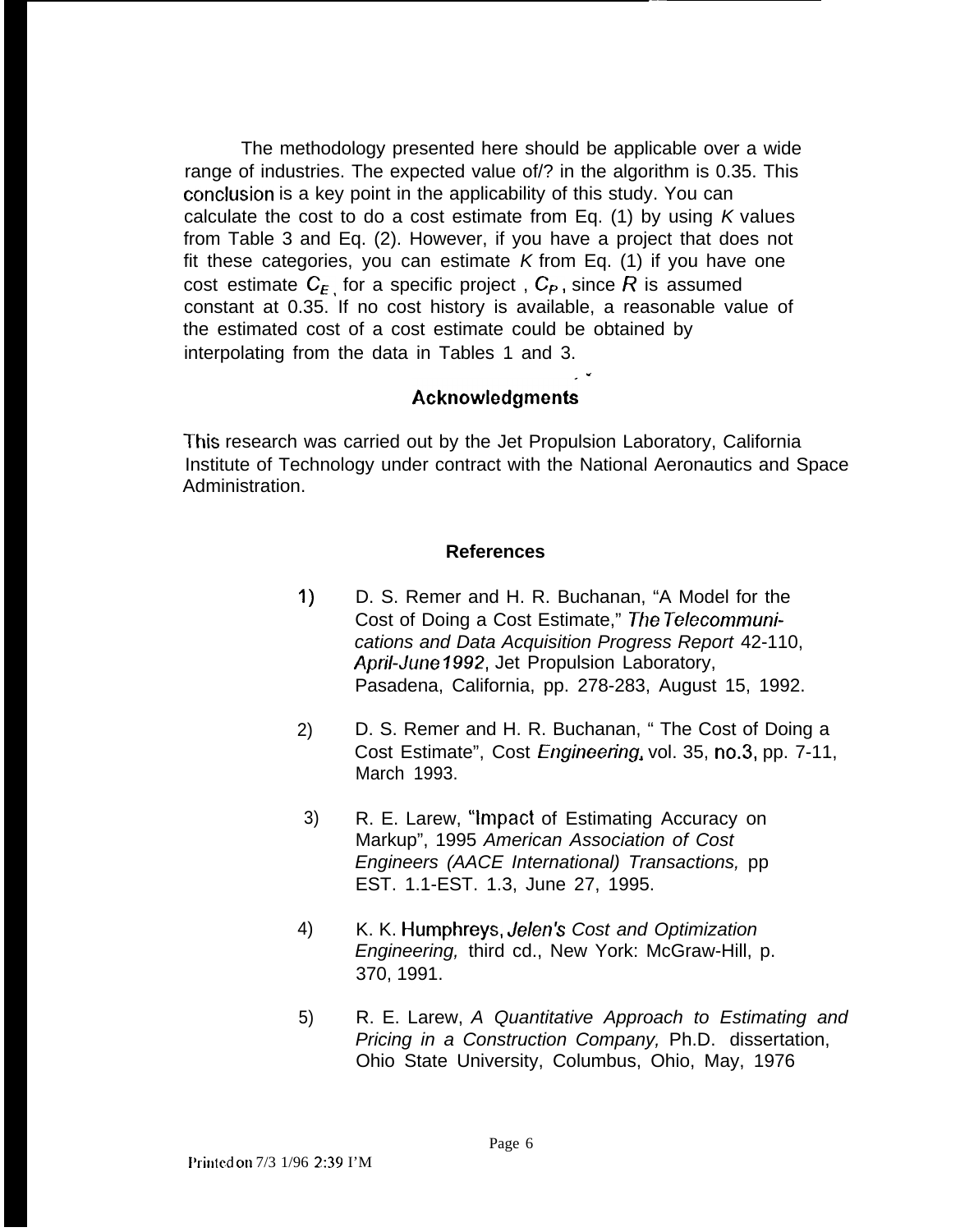The methodology presented here should be applicable over a wide range of industries. The expected value of/? in the algorithm is 0.35. This conclusion is a key point in the applicability of this study. You can calculate the cost to do a cost estimate from Eq. (1) by using $K$ values from Table 3 and Eq. (2). However, if you have a project that does not fit these categories, you can estimate $K$ from Eq. (1) if you have one cost estimate $C_E$ for a specific project , $C_P$ , since $R$ is assumed constant at 0.35. If no cost history is available, a reasonable value of the estimated cost of a cost estimate could be obtained by interpolating from the data in Tables 1 and 3.

## Acknowledgments

This research was carried out by the Jet Propulsion Laboratory, California Institute of Technology under contract with the National Aeronautics and Space Administration.

## References

1) D. S. Remer and H. R. Buchanan, "A Model for the Cost of Doing a Cost Estimate," *The Telecommunications and Data Acquisition Progress Report* 42-110, *April-June 1992*, Jet Propulsion Laboratory, Pasadena, California, pp. 278-283, August 15, 1992.

2) D. S. Remer and H. R. Buchanan, " The Cost of Doing a Cost Estimate", Cost *Engineering*, vol. 35, no.3, pp. 7-11, March 1993.

3) R. E. Larew, "Impact of Estimating Accuracy on Markup", 1995 *American Association of Cost Engineers (AACE International) Transactions,* pp EST. 1.1-EST. 1.3, June 27, 1995.

4) K. K. Humphreys, *Jelen's Cost and Optimization Engineering,* third cd., New York: McGraw-Hill, p. 370, 1991.

5) R. E. Larew, *A Quantitative Approach to Estimating and Pricing in a Construction Company,* Ph.D. dissertation, Ohio State University, Columbus, Ohio, May, 1976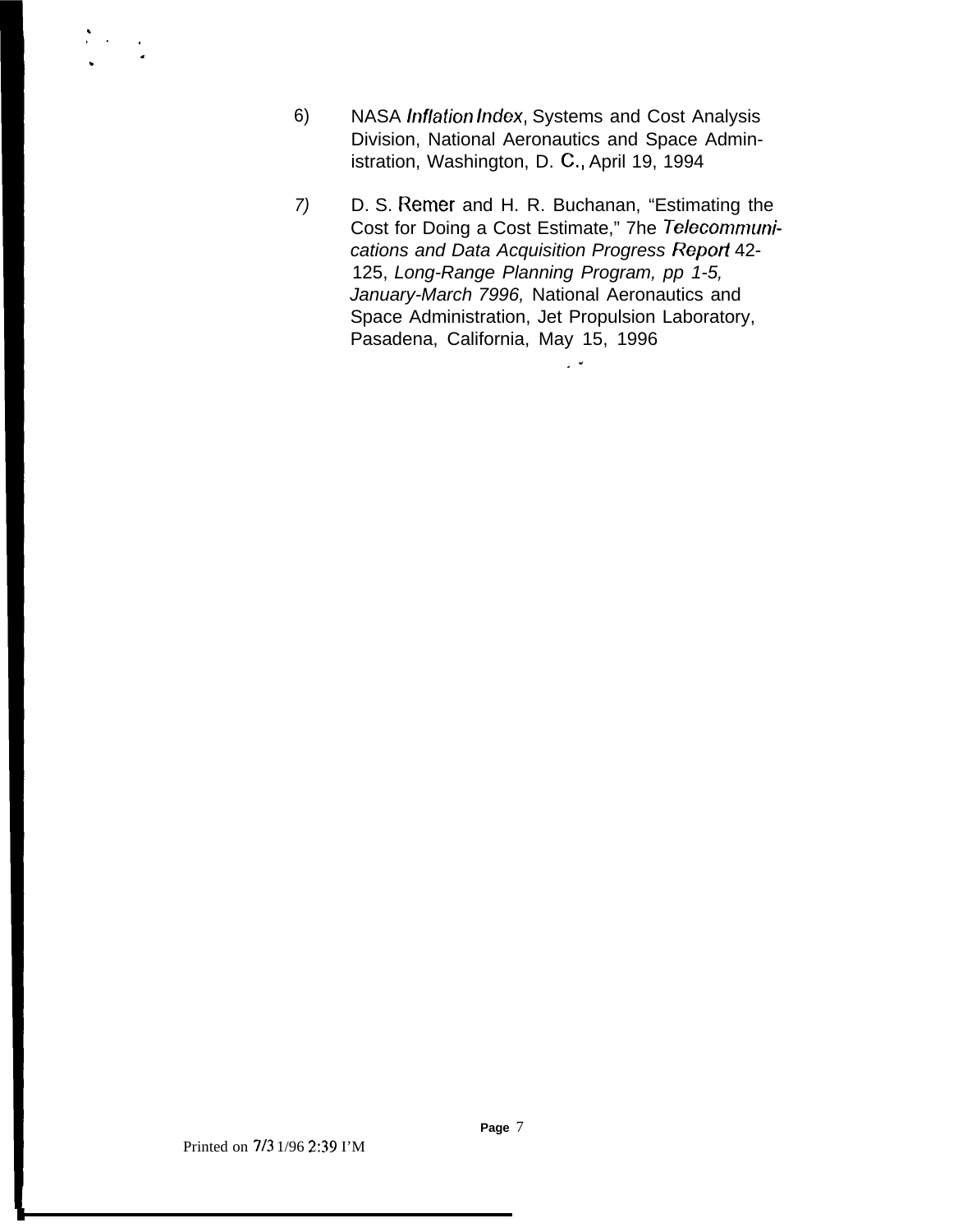6) NASA *Inflation Index*, Systems and Cost Analysis Division, National Aeronautics and Space Administration, Washington, D. C., April 19, 1994

7) D. S. Remer and H. R. Buchanan, "Estimating the Cost for Doing a Cost Estimate," 7he *Telecommunications and Data Acquisition Progress Report* 42-125, *Long-Range Planning Program, pp 1-5, January-March 7996,* National Aeronautics and Space Administration, Jet Propulsion Laboratory, Pasadena, California, May 15, 1996

Printed on 7/3 1/96 2:39 I'M